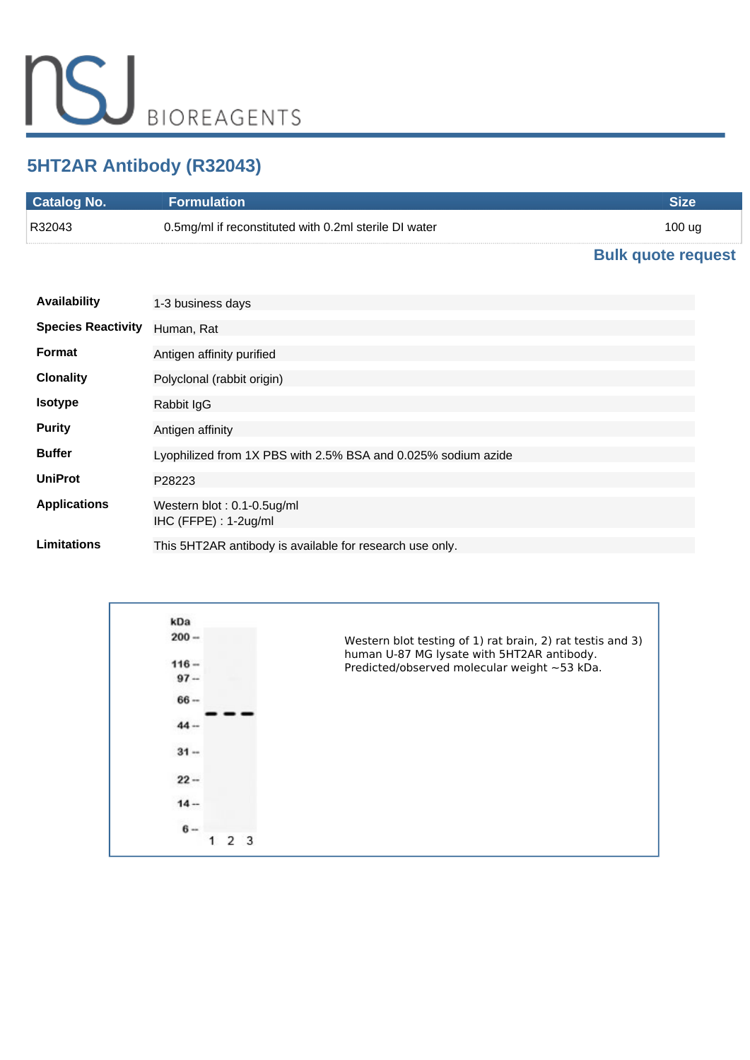# 5HT2AR Antibody (R32043)

| Catalog No. | Formulation | Size |
| --- | --- | --- |
| R32043 | 0.5mg/ml if reconstituted with 0.2ml sterile DI water | 100 ug |

**Bulk quote request**

| | |
| --- | --- |
| **Availability** | 1-3 business days |
| **Species Reactivity** | Human, Rat |
| **Format** | Antigen affinity purified |
| **Clonality** | Polyclonal (rabbit origin) |
| **Isotype** | Rabbit IgG |
| **Purity** | Antigen affinity |
| **Buffer** | Lyophilized from 1X PBS with 2.5% BSA and 0.025% sodium azide |
| **UniProt** | P28223 |
| **Applications** | Western blot : 0.1-0.5ug/ml<br>IHC (FFPE) : 1-2ug/ml |
| **Limitations** | This 5HT2AR antibody is available for research use only. |

Western blot testing of 1) rat brain, 2) rat testis and 3) human U-87 MG lysate with 5HT2AR antibody. Predicted/observed molecular weight ~53 kDa.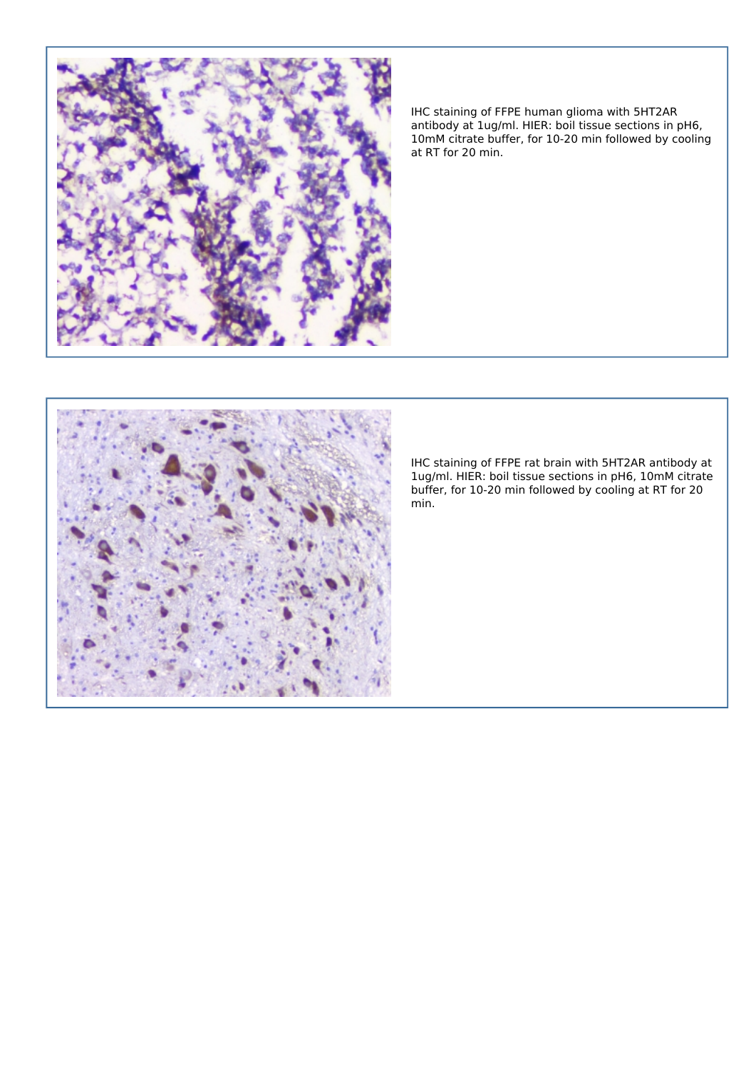IHC staining of FFPE human glioma with 5HT2AR antibody at 1ug/ml. HIER: boil tissue sections in pH6, 10mM citrate buffer, for 10-20 min followed by cooling at RT for 20 min.

IHC staining of FFPE rat brain with 5HT2AR antibody at 1ug/ml. HIER: boil tissue sections in pH6, 10mM citrate buffer, for 10-20 min followed by cooling at RT for 20 min.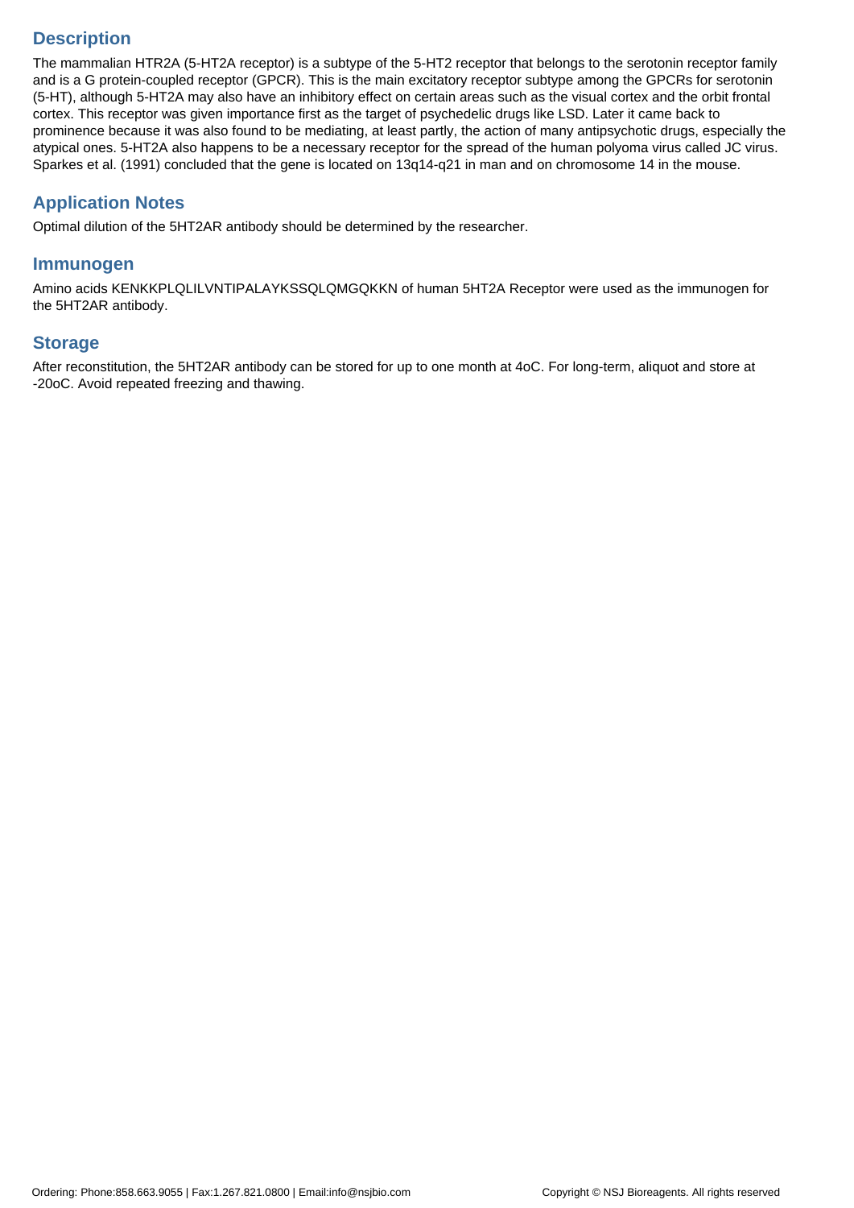## Description

The mammalian HTR2A (5-HT2A receptor) is a subtype of the 5-HT2 receptor that belongs to the serotonin receptor family and is a G protein-coupled receptor (GPCR). This is the main excitatory receptor subtype among the GPCRs for serotonin (5-HT), although 5-HT2A may also have an inhibitory effect on certain areas such as the visual cortex and the orbit frontal cortex. This receptor was given importance first as the target of psychedelic drugs like LSD. Later it came back to prominence because it was also found to be mediating, at least partly, the action of many antipsychotic drugs, especially the atypical ones. 5-HT2A also happens to be a necessary receptor for the spread of the human polyoma virus called JC virus. Sparkes et al. (1991) concluded that the gene is located on 13q14-q21 in man and on chromosome 14 in the mouse.

## Application Notes

Optimal dilution of the 5HT2AR antibody should be determined by the researcher.

## Immunogen

Amino acids KENKKPLQLILVNTIPALAYKSSQLQMGQKKN of human 5HT2A Receptor were used as the immunogen for the 5HT2AR antibody.

## Storage

After reconstitution, the 5HT2AR antibody can be stored for up to one month at 4oC. For long-term, aliquot and store at -20oC. Avoid repeated freezing and thawing.